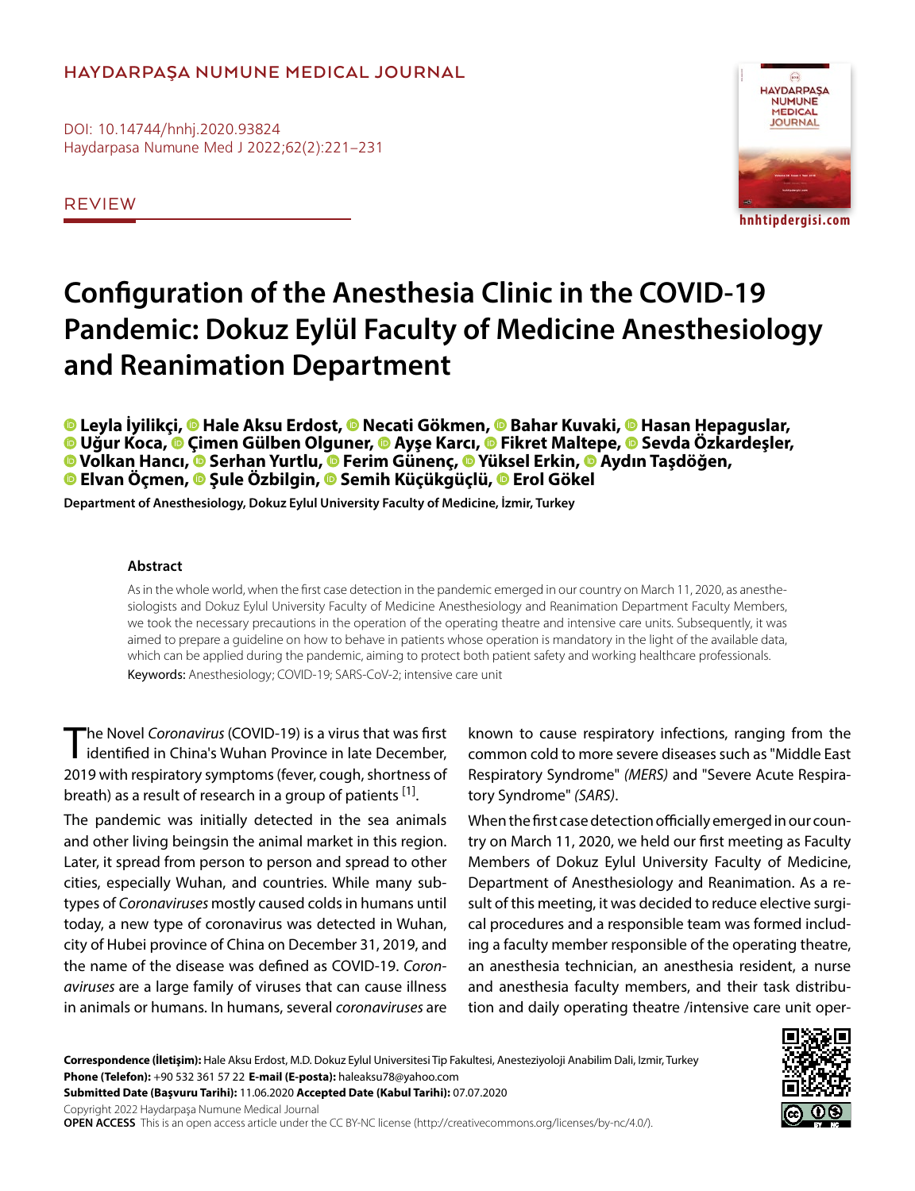HAYDARPAŞA NUMUNE MEDICAL JOURNAL

DOI: 10.14744/hnhj.2020.93824

REVIEW

# Configuration of the Anesthesia Clinic in the COVID-19 Pandemic: Dokuz Eylül Faculty of Medicine Anesthesiology and Reanimation Department

**Leyla İyilikçi, Hale Aksu Erdost, Necati Gökmen, Bahar Kuvaki, Hasan Hepaguslar, Uğur Koca, Çimen Gülben Olguner, Ayşe Karcı, Fikret Maltepe, Sevda Özkardeşler, Volkan Hancı, Serhan Yurtlu, Ferim Günenç, Yüksel Erkin, Aydın Taşdöğen, Elvan Öçmen, Şule Özbilgin, Semih Küçükgüçlü, Erol Gökel**

**Department of Anesthesiology, Dokuz Eylul University Faculty of Medicine, İzmir, Turkey**

### Abstract

As in the whole world, when the first case detection in the pandemic emerged in our country on March 11, 2020, as anesthesiologists and Dokuz Eylul University Faculty of Medicine Anesthesiology and Reanimation Department Faculty Members, we took the necessary precautions in the operation of the operating theatre and intensive care units. Subsequently, it was aimed to prepare a guideline on how to behave in patients whose operation is mandatory in the light of the available data, which can be applied during the pandemic, aiming to protect both patient safety and working healthcare professionals.

**Keywords:** Anesthesiology; COVID-19; SARS-CoV-2; intensive care unit

The Novel *Coronavirus* (COVID-19) is a virus that was first identified in China's Wuhan Province in late December, 2019 with respiratory symptoms (fever, cough, shortness of breath) as a result of research in a group of patients [1].

The pandemic was initially detected in the sea animals and other living beingsin the animal market in this region. Later, it spread from person to person and spread to other cities, especially Wuhan, and countries. While many subtypes of *Coronaviruses* mostly caused colds in humans until today, a new type of coronavirus was detected in Wuhan, city of Hubei province of China on December 31, 2019, and the name of the disease was defined as COVID-19. *Coronaviruses* are a large family of viruses that can cause illness in animals or humans. In humans, several *coronaviruses* are known to cause respiratory infections, ranging from the common cold to more severe diseases such as "Middle East Respiratory Syndrome" *(MERS)* and "Severe Acute Respiratory Syndrome" *(SARS)*.

When the first case detection officially emerged in our country on March 11, 2020, we held our first meeting as Faculty Members of Dokuz Eylul University Faculty of Medicine, Department of Anesthesiology and Reanimation. As a result of this meeting, it was decided to reduce elective surgical procedures and a responsible team was formed including a faculty member responsible of the operating theatre, an anesthesia technician, an anesthesia resident, a nurse and anesthesia faculty members, and their task distribution and daily operating theatre /intensive care unit oper-

**Correspondence (İletişim):** Hale Aksu Erdost, M.D. Dokuz Eylul Universitesi Tip Fakultesi, Anesteziyoloji Anabilim Dali, Izmir, Turkey
**Phone (Telefon):** +90 532 361 57 22 **E-mail (E-posta):** haleaksu78@yahoo.com
**Submitted Date (Başvuru Tarihi):** 11.06.2020 **Accepted Date (Kabul Tarihi):** 07.07.2020
Copyright 2022 Haydarpaşa Numune Medical Journal
**OPEN ACCESS** This is an open access article under the CC BY-NC license (http://creativecommons.org/licenses/by-nc/4.0/).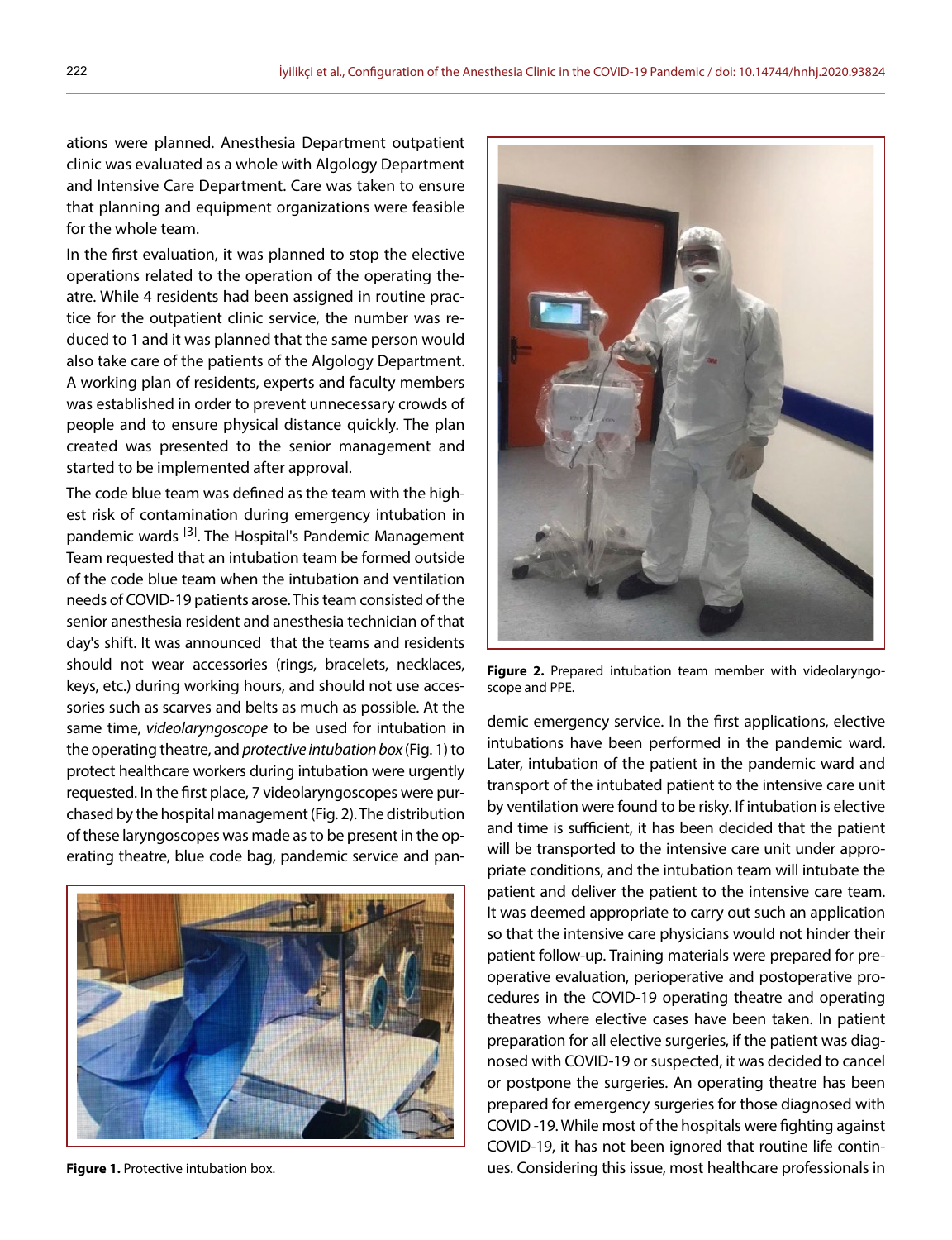ations were planned. Anesthesia Department outpatient clinic was evaluated as a whole with Algology Department and Intensive Care Department. Care was taken to ensure that planning and equipment organizations were feasible for the whole team.

In the first evaluation, it was planned to stop the elective operations related to the operation of the operating theatre. While 4 residents had been assigned in routine practice for the outpatient clinic service, the number was reduced to 1 and it was planned that the same person would also take care of the patients of the Algology Department. A working plan of residents, experts and faculty members was established in order to prevent unnecessary crowds of people and to ensure physical distance quickly. The plan created was presented to the senior management and started to be implemented after approval.

The code blue team was defined as the team with the highest risk of contamination during emergency intubation in pandemic wards [3]. The Hospital's Pandemic Management Team requested that an intubation team be formed outside of the code blue team when the intubation and ventilation needs of COVID-19 patients arose. This team consisted of the senior anesthesia resident and anesthesia technician of that day's shift. It was announced that the teams and residents should not wear accessories (rings, bracelets, necklaces, keys, etc.) during working hours, and should not use accessories such as scarves and belts as much as possible. At the same time, *videolaryngoscope* to be used for intubation in the operating theatre, and *protective intubation box* (Fig. 1) to protect healthcare workers during intubation were urgently requested. In the first place, 7 videolaryngoscopes were purchased by the hospital management (Fig. 2). The distribution of these laryngoscopes was made as to be present in the operating theatre, blue code bag, pandemic service and pandemic emergency service. In the first applications, elective intubations have been performed in the pandemic ward. Later, intubation of the patient in the pandemic ward and transport of the intubated patient to the intensive care unit by ventilation were found to be risky. If intubation is elective and time is sufficient, it has been decided that the patient will be transported to the intensive care unit under appropriate conditions, and the intubation team will intubate the patient and deliver the patient to the intensive care team. It was deemed appropriate to carry out such an application so that the intensive care physicians would not hinder their patient follow-up. Training materials were prepared for preoperative evaluation, perioperative and postoperative procedures in the COVID-19 operating theatre and operating theatres where elective cases have been taken. In patient preparation for all elective surgeries, if the patient was diagnosed with COVID-19 or suspected, it was decided to cancel or postpone the surgeries. An operating theatre has been prepared for emergency surgeries for those diagnosed with COVID -19. While most of the hospitals were fighting against COVID-19, it has not been ignored that routine life continues. Considering this issue, most healthcare professionals in

**Figure 1.** Protective intubation box.

**Figure 2.** Prepared intubation team member with videolaryngoscope and PPE.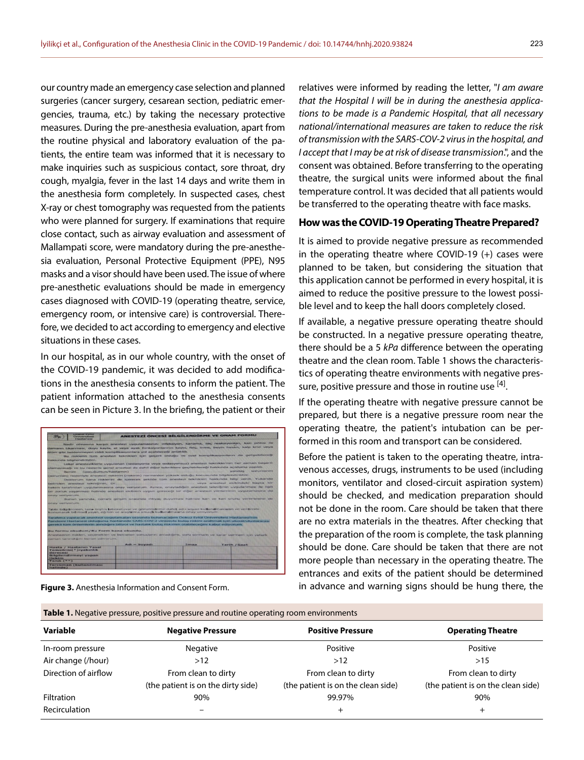our country made an emergency case selection and planned surgeries (cancer surgery, cesarean section, pediatric emergencies, trauma, etc.) by taking the necessary protective measures. During the pre-anesthesia evaluation, apart from the routine physical and laboratory evaluation of the patients, the entire team was informed that it is necessary to make inquiries such as suspicious contact, sore throat, dry cough, myalgia, fever in the last 14 days and write them in the anesthesia form completely. In suspected cases, chest X-ray or chest tomography was requested from the patients who were planned for surgery. If examinations that require close contact, such as airway evaluation and assessment of Mallampati score, were mandatory during the pre-anesthesia evaluation, Personal Protective Equipment (PPE), N95 masks and a visor should have been used. The issue of where pre-anesthetic evaluations should be made in emergency cases diagnosed with COVID-19 (operating theatre, service, emergency room, or intensive care) is controversial. Therefore, we decided to act according to emergency and elective situations in these cases.

In our hospital, as in our whole country, with the onset of the COVID-19 pandemic, it was decided to add modifications in the anesthesia consents to inform the patient. The patient information attached to the anesthesia consents can be seen in Picture 3. In the briefing, the patient or their relatives were informed by reading the letter, "*I am aware that the Hospital I will be in during the anesthesia applications to be made is a Pandemic Hospital, that all necessary national/international measures are taken to reduce the risk of transmission with the SARS-COV-2 virus in the hospital, and I accept that I may be at risk of disease transmission*.", and the consent was obtained. Before transferring to the operating theatre, the surgical units were informed about the final temperature control. It was decided that all patients would be transferred to the operating theatre with face masks.

**Figure 3.** Anesthesia Information and Consent Form.

## How was the COVID-19 Operating Theatre Prepared?

It is aimed to provide negative pressure as recommended in the operating theatre where COVID-19 (+) cases were planned to be taken, but considering the situation that this application cannot be performed in every hospital, it is aimed to reduce the positive pressure to the lowest possible level and to keep the hall doors completely closed.

If available, a negative pressure operating theatre should be constructed. In a negative pressure operating theatre, there should be a 5 *kPa* difference between the operating theatre and the clean room. Table 1 shows the characteristics of operating theatre environments with negative pressure, positive pressure and those in routine use [4].

If the operating theatre with negative pressure cannot be prepared, but there is a negative pressure room near the operating theatre, the patient's intubation can be performed in this room and transport can be considered.

Before the patient is taken to the operating theatre, intravenous accesses, drugs, instruments to be used (including monitors, ventilator and closed-circuit aspiration system) should be checked, and medication preparation should not be done in the room. Care should be taken that there are no extra materials in the theatres. After checking that the preparation of the room is complete, the task planning should be done. Care should be taken that there are not more people than necessary in the operating theatre. The entrances and exits of the patient should be determined in advance and warning signs should be hung there, the

**Table 1.** Negative pressure, positive pressure and routine operating room environments

| Variable | Negative Pressure | Positive Pressure | Operating Theatre |
|---|---|---|---|
| In-room pressure | Negative | Positive | Positive |
| Air change (/hour) | >12 | >12 | >15 |
| Direction of airflow | From clean to dirty (the patient is on the dirty side) | From clean to dirty (the patient is on the clean side) | From clean to dirty (the patient is on the clean side) |
| Filtration | 90% | 99.97% | 90% |
| Recirculation | – | + | + |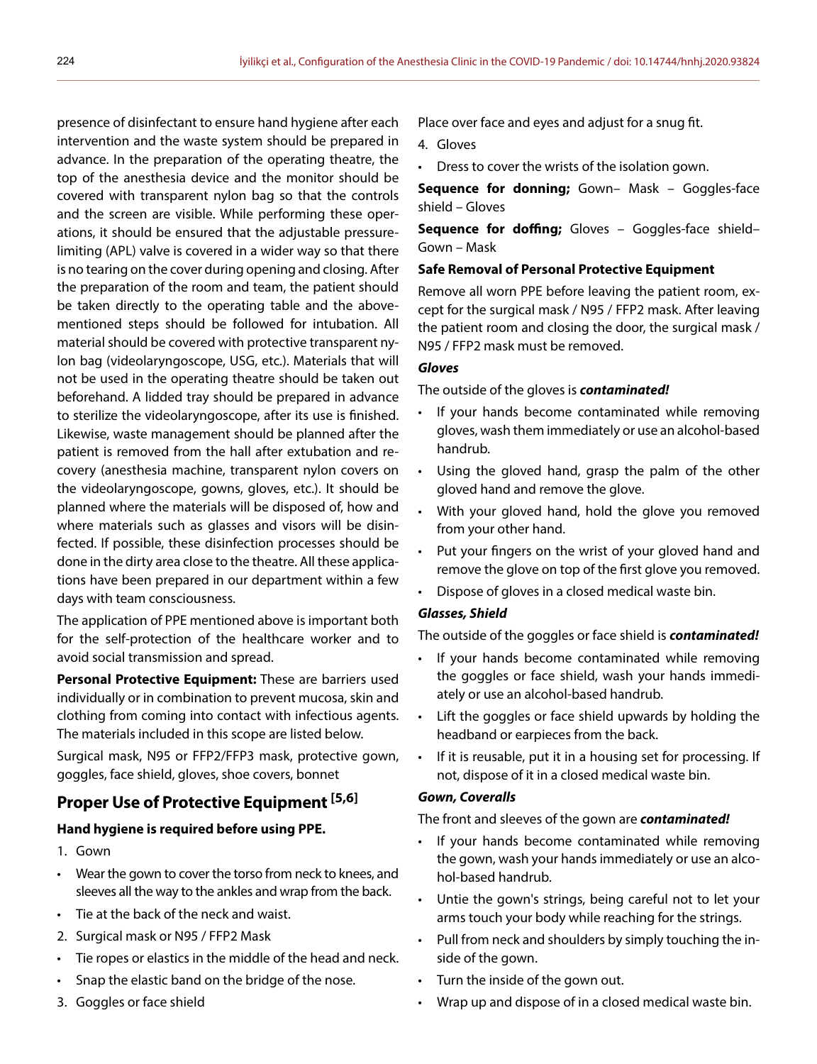presence of disinfectant to ensure hand hygiene after each intervention and the waste system should be prepared in advance. In the preparation of the operating theatre, the top of the anesthesia device and the monitor should be covered with transparent nylon bag so that the controls and the screen are visible. While performing these operations, it should be ensured that the adjustable pressure-limiting (APL) valve is covered in a wider way so that there is no tearing on the cover during opening and closing. After the preparation of the room and team, the patient should be taken directly to the operating table and the above-mentioned steps should be followed for intubation. All material should be covered with protective transparent nylon bag (videolaryngoscope, USG, etc.). Materials that will not be used in the operating theatre should be taken out beforehand. A lidded tray should be prepared in advance to sterilize the videolaryngoscope, after its use is finished. Likewise, waste management should be planned after the patient is removed from the hall after extubation and recovery (anesthesia machine, transparent nylon covers on the videolaryngoscope, gowns, gloves, etc.). It should be planned where the materials will be disposed of, how and where materials such as glasses and visors will be disinfected. If possible, these disinfection processes should be done in the dirty area close to the theatre. All these applications have been prepared in our department within a few days with team consciousness.

The application of PPE mentioned above is important both for the self-protection of the healthcare worker and to avoid social transmission and spread.

**Personal Protective Equipment:** These are barriers used individually or in combination to prevent mucosa, skin and clothing from coming into contact with infectious agents. The materials included in this scope are listed below.

Surgical mask, N95 or FFP2/FFP3 mask, protective gown, goggles, face shield, gloves, shoe covers, bonnet

## Proper Use of Protective Equipment [5,6]

**Hand hygiene is required before using PPE.**

1. Gown

- Wear the gown to cover the torso from neck to knees, and sleeves all the way to the ankles and wrap from the back.
- Tie at the back of the neck and waist.

2. Surgical mask or N95 / FFP2 Mask

- Tie ropes or elastics in the middle of the head and neck.
- Snap the elastic band on the bridge of the nose.

3. Goggles or face shield

Place over face and eyes and adjust for a snug fit.

4. Gloves

- Dress to cover the wrists of the isolation gown.

**Sequence for donning;** Gown– Mask – Goggles-face shield – Gloves

**Sequence for doffing;** Gloves – Goggles-face shield– Gown – Mask

**Safe Removal of Personal Protective Equipment**

Remove all worn PPE before leaving the patient room, except for the surgical mask / N95 / FFP2 mask. After leaving the patient room and closing the door, the surgical mask / N95 / FFP2 mask must be removed.

***Gloves***

The outside of the gloves is ***contaminated!***

- If your hands become contaminated while removing gloves, wash them immediately or use an alcohol-based handrub.
- Using the gloved hand, grasp the palm of the other gloved hand and remove the glove.
- With your gloved hand, hold the glove you removed from your other hand.
- Put your fingers on the wrist of your gloved hand and remove the glove on top of the first glove you removed.
- Dispose of gloves in a closed medical waste bin.

***Glasses, Shield***

The outside of the goggles or face shield is ***contaminated!***

- If your hands become contaminated while removing the goggles or face shield, wash your hands immediately or use an alcohol-based handrub.
- Lift the goggles or face shield upwards by holding the headband or earpieces from the back.
- If it is reusable, put it in a housing set for processing. If not, dispose of it in a closed medical waste bin.

***Gown, Coveralls***

The front and sleeves of the gown are ***contaminated!***

- If your hands become contaminated while removing the gown, wash your hands immediately or use an alcohol-based handrub.
- Untie the gown's strings, being careful not to let your arms touch your body while reaching for the strings.
- Pull from neck and shoulders by simply touching the inside of the gown.
- Turn the inside of the gown out.
- Wrap up and dispose of in a closed medical waste bin.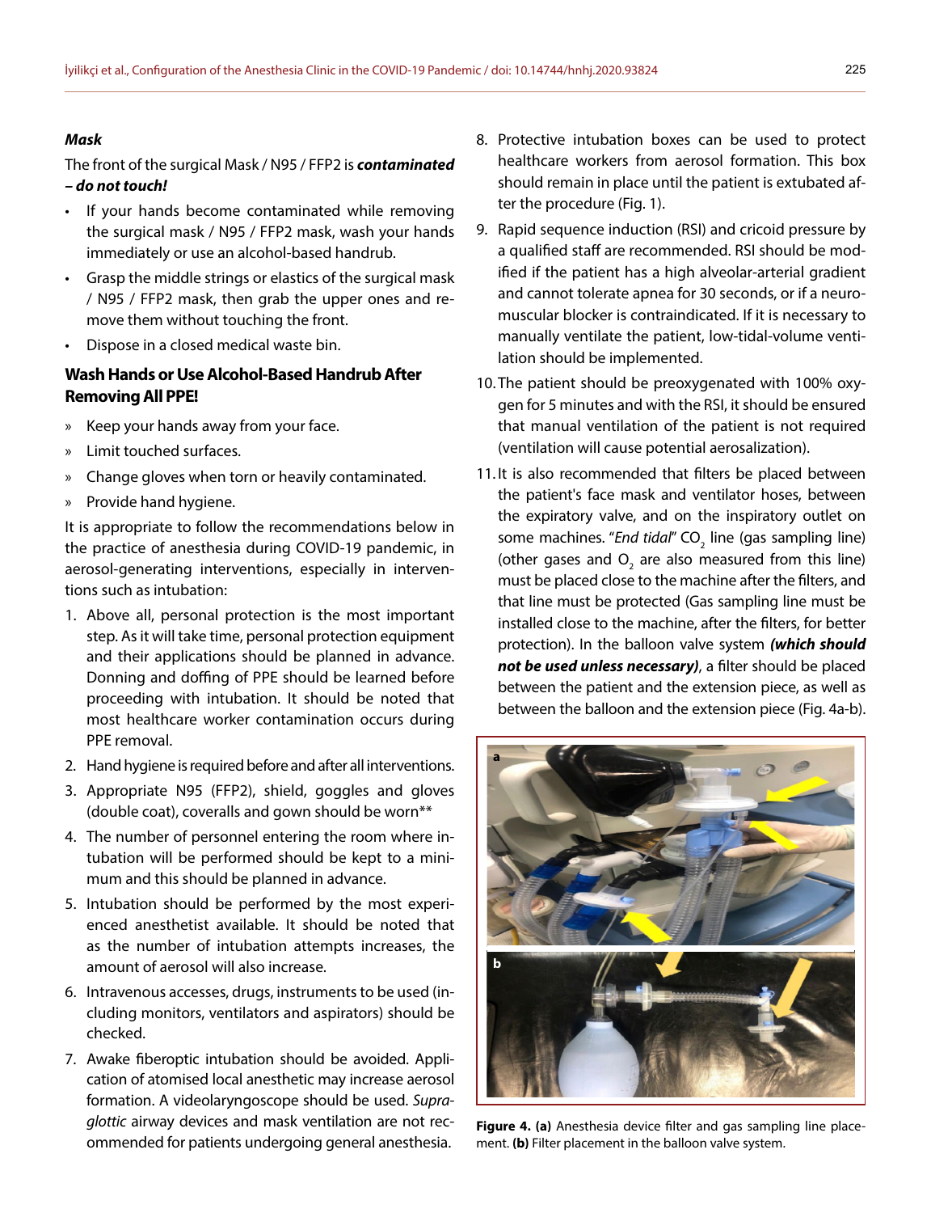### *Mask*

The front of the surgical Mask / N95 / FFP2 is ***contaminated – do not touch!***

- If your hands become contaminated while removing the surgical mask / N95 / FFP2 mask, wash your hands immediately or use an alcohol-based handrub.
- Grasp the middle strings or elastics of the surgical mask / N95 / FFP2 mask, then grab the upper ones and remove them without touching the front.
- Dispose in a closed medical waste bin.

### Wash Hands or Use Alcohol-Based Handrub After Removing All PPE!

» Keep your hands away from your face.

» Limit touched surfaces.

» Change gloves when torn or heavily contaminated.

» Provide hand hygiene.

It is appropriate to follow the recommendations below in the practice of anesthesia during COVID-19 pandemic, in aerosol-generating interventions, especially in interventions such as intubation:

1. Above all, personal protection is the most important step. As it will take time, personal protection equipment and their applications should be planned in advance. Donning and doffing of PPE should be learned before proceeding with intubation. It should be noted that most healthcare worker contamination occurs during PPE removal.
2. Hand hygiene is required before and after all interventions.
3. Appropriate N95 (FFP2), shield, goggles and gloves (double coat), coveralls and gown should be worn**
4. The number of personnel entering the room where intubation will be performed should be kept to a minimum and this should be planned in advance.
5. Intubation should be performed by the most experienced anesthetist available. It should be noted that as the number of intubation attempts increases, the amount of aerosol will also increase.
6. Intravenous accesses, drugs, instruments to be used (including monitors, ventilators and aspirators) should be checked.
7. Awake fiberoptic intubation should be avoided. Application of atomised local anesthetic may increase aerosol formation. A videolaryngoscope should be used. *Supraglottic* airway devices and mask ventilation are not recommended for patients undergoing general anesthesia.
8. Protective intubation boxes can be used to protect healthcare workers from aerosol formation. This box should remain in place until the patient is extubated after the procedure (Fig. 1).
9. Rapid sequence induction (RSI) and cricoid pressure by a qualified staff are recommended. RSI should be modified if the patient has a high alveolar-arterial gradient and cannot tolerate apnea for 30 seconds, or if a neuromuscular blocker is contraindicated. If it is necessary to manually ventilate the patient, low-tidal-volume ventilation should be implemented.
10. The patient should be preoxygenated with 100% oxygen for 5 minutes and with the RSI, it should be ensured that manual ventilation of the patient is not required (ventilation will cause potential aerosalization).
11. It is also recommended that filters be placed between the patient's face mask and ventilator hoses, between the expiratory valve, and on the inspiratory outlet on some machines. "*End tidal*" $CO_2$ line (gas sampling line) (other gases and $O_2$ are also measured from this line) must be placed close to the machine after the filters, and that line must be protected (Gas sampling line must be installed close to the machine, after the filters, for better protection). In the balloon valve system ***(which should not be used unless necessary)***, a filter should be placed between the patient and the extension piece, as well as between the balloon and the extension piece (Fig. 4a-b).

**Figure 4. (a)** Anesthesia device filter and gas sampling line placement. **(b)** Filter placement in the balloon valve system.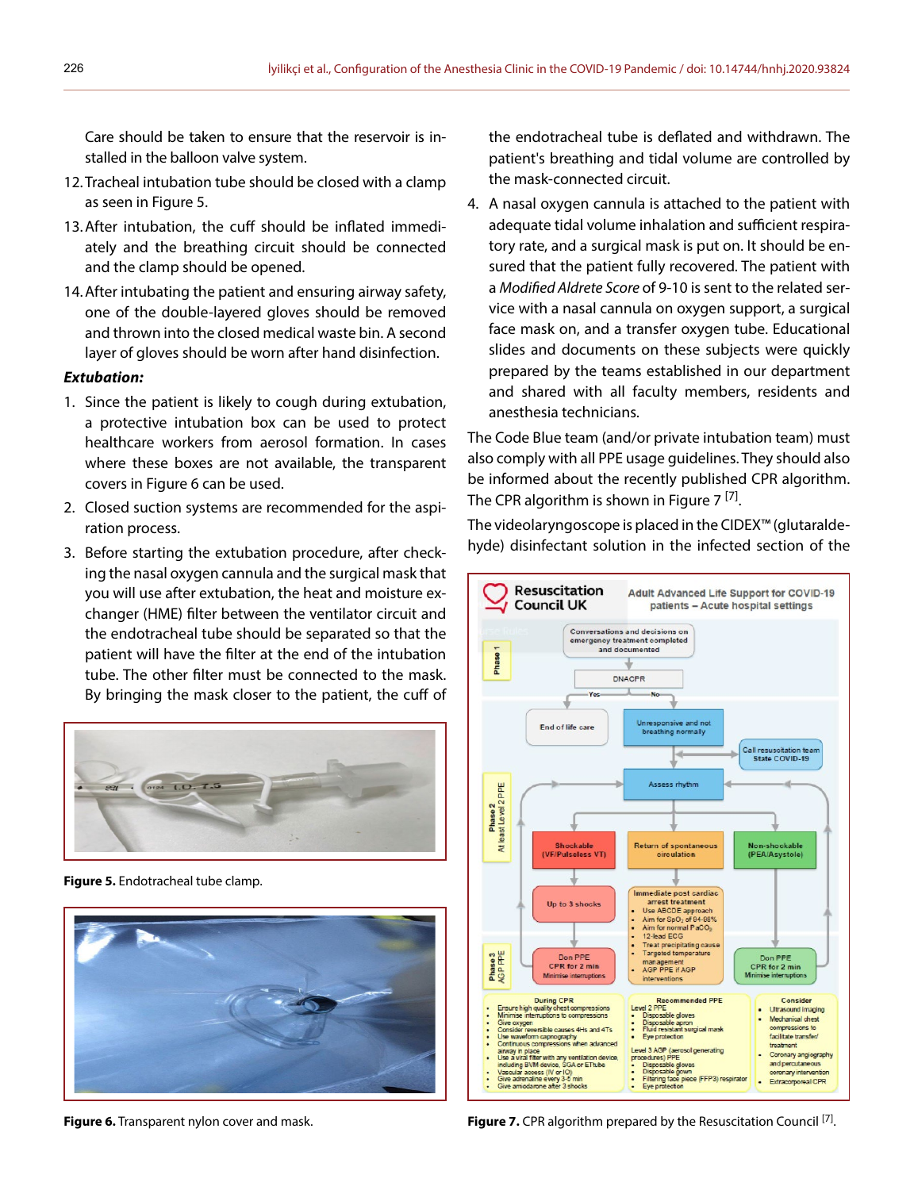Care should be taken to ensure that the reservoir is installed in the balloon valve system.

12. Tracheal intubation tube should be closed with a clamp as seen in Figure 5.
13. After intubation, the cuff should be inflated immediately and the breathing circuit should be connected and the clamp should be opened.
14. After intubating the patient and ensuring airway safety, one of the double-layered gloves should be removed and thrown into the closed medical waste bin. A second layer of gloves should be worn after hand disinfection.

***Extubation:***

1. Since the patient is likely to cough during extubation, a protective intubation box can be used to protect healthcare workers from aerosol formation. In cases where these boxes are not available, the transparent covers in Figure 6 can be used.
2. Closed suction systems are recommended for the aspiration process.
3. Before starting the extubation procedure, after checking the nasal oxygen cannula and the surgical mask that you will use after extubation, the heat and moisture exchanger (HME) filter between the ventilator circuit and the endotracheal tube should be separated so that the patient will have the filter at the end of the intubation tube. The other filter must be connected to the mask. By bringing the mask closer to the patient, the cuff of the endotracheal tube is deflated and withdrawn. The patient's breathing and tidal volume are controlled by the mask-connected circuit.
4. A nasal oxygen cannula is attached to the patient with adequate tidal volume inhalation and sufficient respiratory rate, and a surgical mask is put on. It should be ensured that the patient fully recovered. The patient with a *Modified Aldrete Score* of 9-10 is sent to the related service with a nasal cannula on oxygen support, a surgical face mask on, and a transfer oxygen tube. Educational slides and documents on these subjects were quickly prepared by the teams established in our department and shared with all faculty members, residents and anesthesia technicians.

**Figure 5.** Endotracheal tube clamp.

**Figure 6.** Transparent nylon cover and mask.

The Code Blue team (and/or private intubation team) must also comply with all PPE usage guidelines. They should also be informed about the recently published CPR algorithm. The CPR algorithm is shown in Figure 7 [7].

The videolaryngoscope is placed in the CIDEX™ (glutaraldehyde) disinfectant solution in the infected section of the

**Figure 7.** CPR algorithm prepared by the Resuscitation Council [7].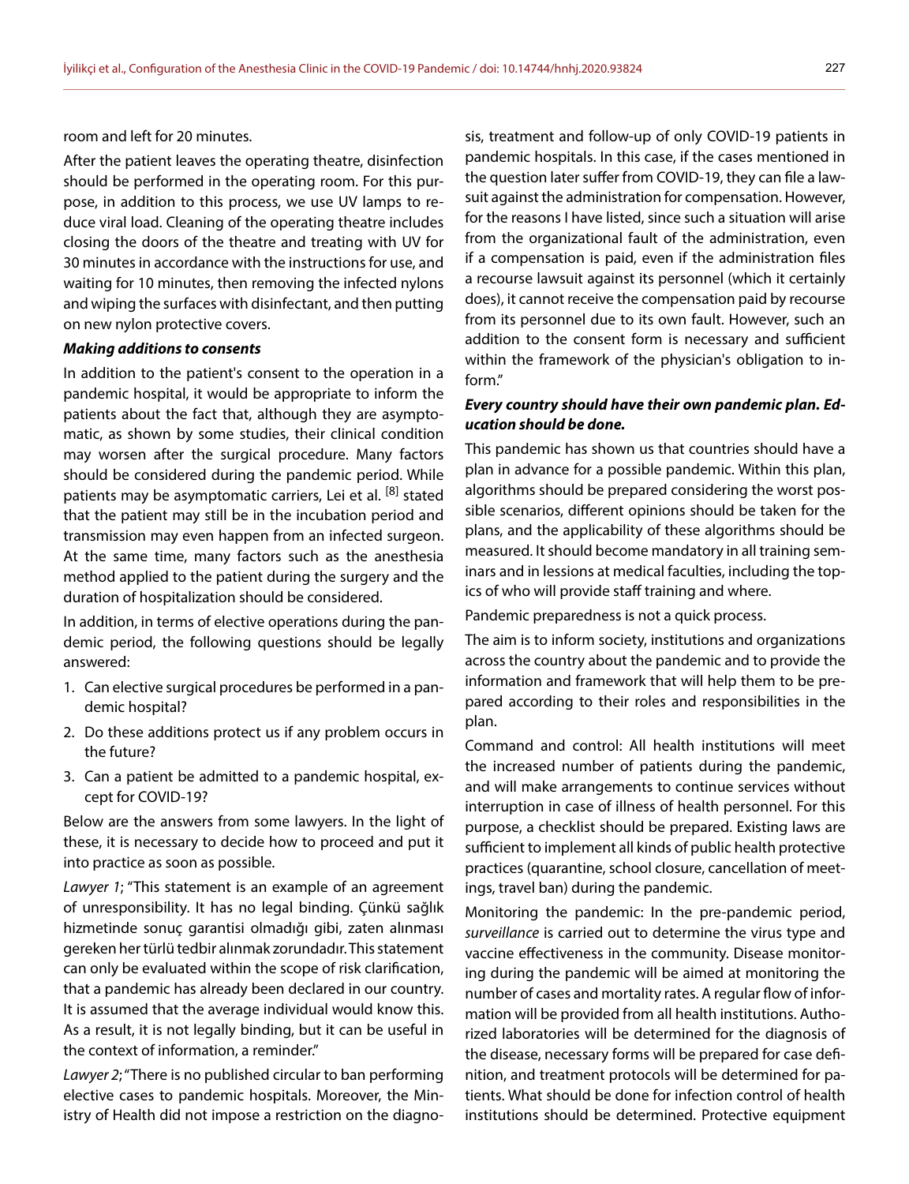room and left for 20 minutes.

After the patient leaves the operating theatre, disinfection should be performed in the operating room. For this purpose, in addition to this process, we use UV lamps to reduce viral load. Cleaning of the operating theatre includes closing the doors of the theatre and treating with UV for 30 minutes in accordance with the instructions for use, and waiting for 10 minutes, then removing the infected nylons and wiping the surfaces with disinfectant, and then putting on new nylon protective covers.

***Making additions to consents***

In addition to the patient's consent to the operation in a pandemic hospital, it would be appropriate to inform the patients about the fact that, although they are asymptomatic, as shown by some studies, their clinical condition may worsen after the surgical procedure. Many factors should be considered during the pandemic period. While patients may be asymptomatic carriers, Lei et al. [8] stated that the patient may still be in the incubation period and transmission may even happen from an infected surgeon. At the same time, many factors such as the anesthesia method applied to the patient during the surgery and the duration of hospitalization should be considered.

In addition, in terms of elective operations during the pandemic period, the following questions should be legally answered:

1. Can elective surgical procedures be performed in a pandemic hospital?
2. Do these additions protect us if any problem occurs in the future?
3. Can a patient be admitted to a pandemic hospital, except for COVID-19?

Below are the answers from some lawyers. In the light of these, it is necessary to decide how to proceed and put it into practice as soon as possible.

*Lawyer 1*; "This statement is an example of an agreement of unresponsibility. It has no legal binding. Çünkü sağlık hizmetinde sonuç garantisi olmadığı gibi, zaten alınması gereken her türlü tedbir alınmak zorundadır. This statement can only be evaluated within the scope of risk clarification, that a pandemic has already been declared in our country. It is assumed that the average individual would know this. As a result, it is not legally binding, but it can be useful in the context of information, a reminder."

*Lawyer 2*; "There is no published circular to ban performing elective cases to pandemic hospitals. Moreover, the Ministry of Health did not impose a restriction on the diagnosis, treatment and follow-up of only COVID-19 patients in pandemic hospitals. In this case, if the cases mentioned in the question later suffer from COVID-19, they can file a lawsuit against the administration for compensation. However, for the reasons I have listed, since such a situation will arise from the organizational fault of the administration, even if a compensation is paid, even if the administration files a recourse lawsuit against its personnel (which it certainly does), it cannot receive the compensation paid by recourse from its personnel due to its own fault. However, such an addition to the consent form is necessary and sufficient within the framework of the physician's obligation to inform."

***Every country should have their own pandemic plan. Education should be done.***

This pandemic has shown us that countries should have a plan in advance for a possible pandemic. Within this plan, algorithms should be prepared considering the worst possible scenarios, different opinions should be taken for the plans, and the applicability of these algorithms should be measured. It should become mandatory in all training seminars and in lessions at medical faculties, including the topics of who will provide staff training and where.

Pandemic preparedness is not a quick process.

The aim is to inform society, institutions and organizations across the country about the pandemic and to provide the information and framework that will help them to be prepared according to their roles and responsibilities in the plan.

Command and control: All health institutions will meet the increased number of patients during the pandemic, and will make arrangements to continue services without interruption in case of illness of health personnel. For this purpose, a checklist should be prepared. Existing laws are sufficient to implement all kinds of public health protective practices (quarantine, school closure, cancellation of meetings, travel ban) during the pandemic.

Monitoring the pandemic: In the pre-pandemic period, *surveillance* is carried out to determine the virus type and vaccine effectiveness in the community. Disease monitoring during the pandemic will be aimed at monitoring the number of cases and mortality rates. A regular flow of information will be provided from all health institutions. Authorized laboratories will be determined for the diagnosis of the disease, necessary forms will be prepared for case definition, and treatment protocols will be determined for patients. What should be done for infection control of health institutions should be determined. Protective equipment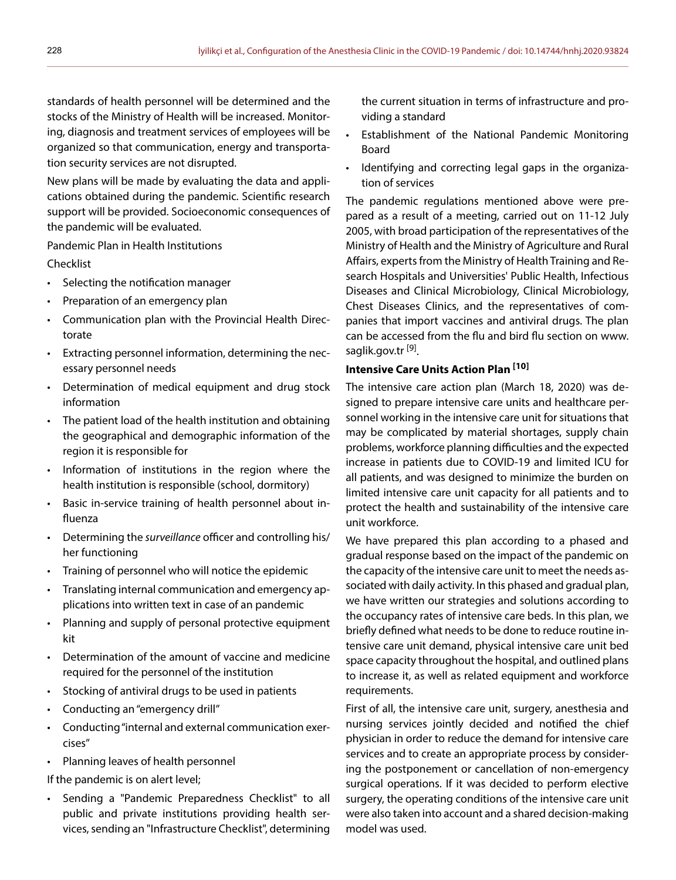standards of health personnel will be determined and the stocks of the Ministry of Health will be increased. Monitoring, diagnosis and treatment services of employees will be organized so that communication, energy and transportation security services are not disrupted.

New plans will be made by evaluating the data and applications obtained during the pandemic. Scientific research support will be provided. Socioeconomic consequences of the pandemic will be evaluated.

Pandemic Plan in Health Institutions

Checklist

- Selecting the notification manager
- Preparation of an emergency plan
- Communication plan with the Provincial Health Directorate
- Extracting personnel information, determining the necessary personnel needs
- Determination of medical equipment and drug stock information
- The patient load of the health institution and obtaining the geographical and demographic information of the region it is responsible for
- Information of institutions in the region where the health institution is responsible (school, dormitory)
- Basic in-service training of health personnel about influenza
- Determining the *surveillance* officer and controlling his/her functioning
- Training of personnel who will notice the epidemic
- Translating internal communication and emergency applications into written text in case of an pandemic
- Planning and supply of personal protective equipment kit
- Determination of the amount of vaccine and medicine required for the personnel of the institution
- Stocking of antiviral drugs to be used in patients
- Conducting an "emergency drill"
- Conducting "internal and external communication exercises"
- Planning leaves of health personnel

If the pandemic is on alert level;

- Sending a "Pandemic Preparedness Checklist" to all public and private institutions providing health services, sending an "Infrastructure Checklist", determining the current situation in terms of infrastructure and providing a standard
- Establishment of the National Pandemic Monitoring Board
- Identifying and correcting legal gaps in the organization of services

The pandemic regulations mentioned above were prepared as a result of a meeting, carried out on 11-12 July 2005, with broad participation of the representatives of the Ministry of Health and the Ministry of Agriculture and Rural Affairs, experts from the Ministry of Health Training and Research Hospitals and Universities' Public Health, Infectious Diseases and Clinical Microbiology, Clinical Microbiology, Chest Diseases Clinics, and the representatives of companies that import vaccines and antiviral drugs. The plan can be accessed from the flu and bird flu section on www.saglik.gov.tr [9].

**Intensive Care Units Action Plan [10]**

The intensive care action plan (March 18, 2020) was designed to prepare intensive care units and healthcare personnel working in the intensive care unit for situations that may be complicated by material shortages, supply chain problems, workforce planning difficulties and the expected increase in patients due to COVID-19 and limited ICU for all patients, and was designed to minimize the burden on limited intensive care unit capacity for all patients and to protect the health and sustainability of the intensive care unit workforce.

We have prepared this plan according to a phased and gradual response based on the impact of the pandemic on the capacity of the intensive care unit to meet the needs associated with daily activity. In this phased and gradual plan, we have written our strategies and solutions according to the occupancy rates of intensive care beds. In this plan, we briefly defined what needs to be done to reduce routine intensive care unit demand, physical intensive care unit bed space capacity throughout the hospital, and outlined plans to increase it, as well as related equipment and workforce requirements.

First of all, the intensive care unit, surgery, anesthesia and nursing services jointly decided and notified the chief physician in order to reduce the demand for intensive care services and to create an appropriate process by considering the postponement or cancellation of non-emergency surgical operations. If it was decided to perform elective surgery, the operating conditions of the intensive care unit were also taken into account and a shared decision-making model was used.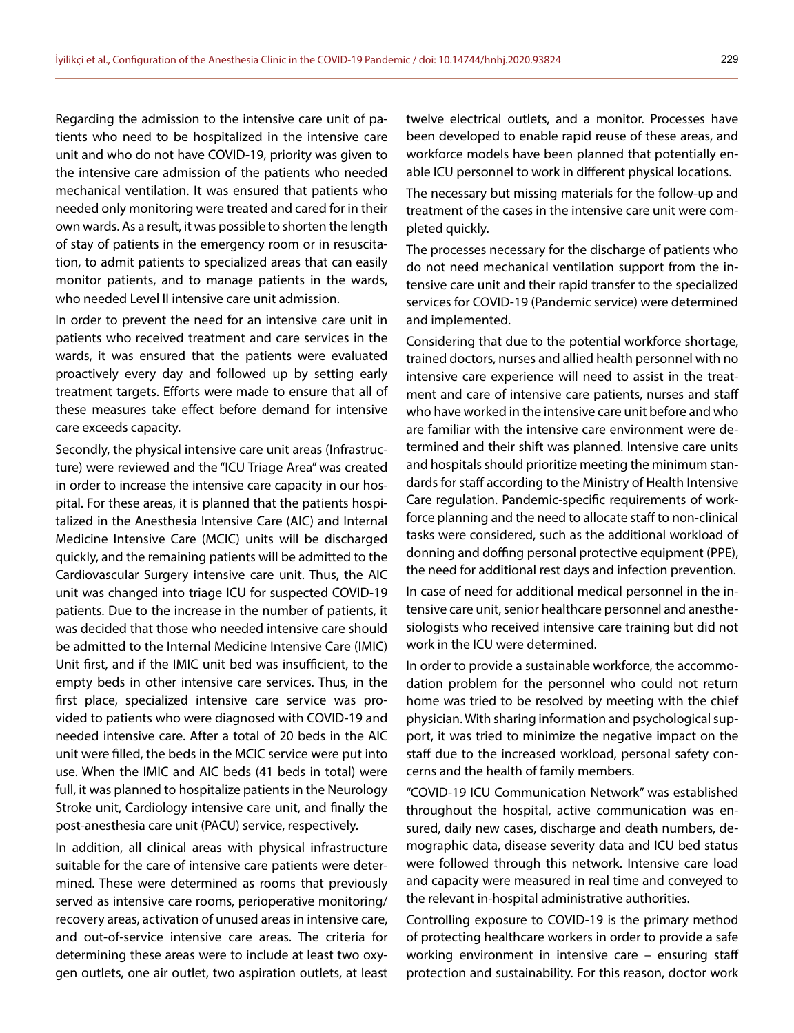Regarding the admission to the intensive care unit of patients who need to be hospitalized in the intensive care unit and who do not have COVID-19, priority was given to the intensive care admission of the patients who needed mechanical ventilation. It was ensured that patients who needed only monitoring were treated and cared for in their own wards. As a result, it was possible to shorten the length of stay of patients in the emergency room or in resuscitation, to admit patients to specialized areas that can easily monitor patients, and to manage patients in the wards, who needed Level II intensive care unit admission.

In order to prevent the need for an intensive care unit in patients who received treatment and care services in the wards, it was ensured that the patients were evaluated proactively every day and followed up by setting early treatment targets. Efforts were made to ensure that all of these measures take effect before demand for intensive care exceeds capacity.

Secondly, the physical intensive care unit areas (Infrastructure) were reviewed and the "ICU Triage Area" was created in order to increase the intensive care capacity in our hospital. For these areas, it is planned that the patients hospitalized in the Anesthesia Intensive Care (AIC) and Internal Medicine Intensive Care (MCIC) units will be discharged quickly, and the remaining patients will be admitted to the Cardiovascular Surgery intensive care unit. Thus, the AIC unit was changed into triage ICU for suspected COVID-19 patients. Due to the increase in the number of patients, it was decided that those who needed intensive care should be admitted to the Internal Medicine Intensive Care (IMIC) Unit first, and if the IMIC unit bed was insufficient, to the empty beds in other intensive care services. Thus, in the first place, specialized intensive care service was provided to patients who were diagnosed with COVID-19 and needed intensive care. After a total of 20 beds in the AIC unit were filled, the beds in the MCIC service were put into use. When the IMIC and AIC beds (41 beds in total) were full, it was planned to hospitalize patients in the Neurology Stroke unit, Cardiology intensive care unit, and finally the post-anesthesia care unit (PACU) service, respectively.

In addition, all clinical areas with physical infrastructure suitable for the care of intensive care patients were determined. These were determined as rooms that previously served as intensive care rooms, perioperative monitoring/recovery areas, activation of unused areas in intensive care, and out-of-service intensive care areas. The criteria for determining these areas were to include at least two oxygen outlets, one air outlet, two aspiration outlets, at least twelve electrical outlets, and a monitor. Processes have been developed to enable rapid reuse of these areas, and workforce models have been planned that potentially enable ICU personnel to work in different physical locations.

The necessary but missing materials for the follow-up and treatment of the cases in the intensive care unit were completed quickly.

The processes necessary for the discharge of patients who do not need mechanical ventilation support from the intensive care unit and their rapid transfer to the specialized services for COVID-19 (Pandemic service) were determined and implemented.

Considering that due to the potential workforce shortage, trained doctors, nurses and allied health personnel with no intensive care experience will need to assist in the treatment and care of intensive care patients, nurses and staff who have worked in the intensive care unit before and who are familiar with the intensive care environment were determined and their shift was planned. Intensive care units and hospitals should prioritize meeting the minimum standards for staff according to the Ministry of Health Intensive Care regulation. Pandemic-specific requirements of workforce planning and the need to allocate staff to non-clinical tasks were considered, such as the additional workload of donning and doffing personal protective equipment (PPE), the need for additional rest days and infection prevention.

In case of need for additional medical personnel in the intensive care unit, senior healthcare personnel and anesthesiologists who received intensive care training but did not work in the ICU were determined.

In order to provide a sustainable workforce, the accommodation problem for the personnel who could not return home was tried to be resolved by meeting with the chief physician. With sharing information and psychological support, it was tried to minimize the negative impact on the staff due to the increased workload, personal safety concerns and the health of family members.

"COVID-19 ICU Communication Network" was established throughout the hospital, active communication was ensured, daily new cases, discharge and death numbers, demographic data, disease severity data and ICU bed status were followed through this network. Intensive care load and capacity were measured in real time and conveyed to the relevant in-hospital administrative authorities.

Controlling exposure to COVID-19 is the primary method of protecting healthcare workers in order to provide a safe working environment in intensive care – ensuring staff protection and sustainability. For this reason, doctor work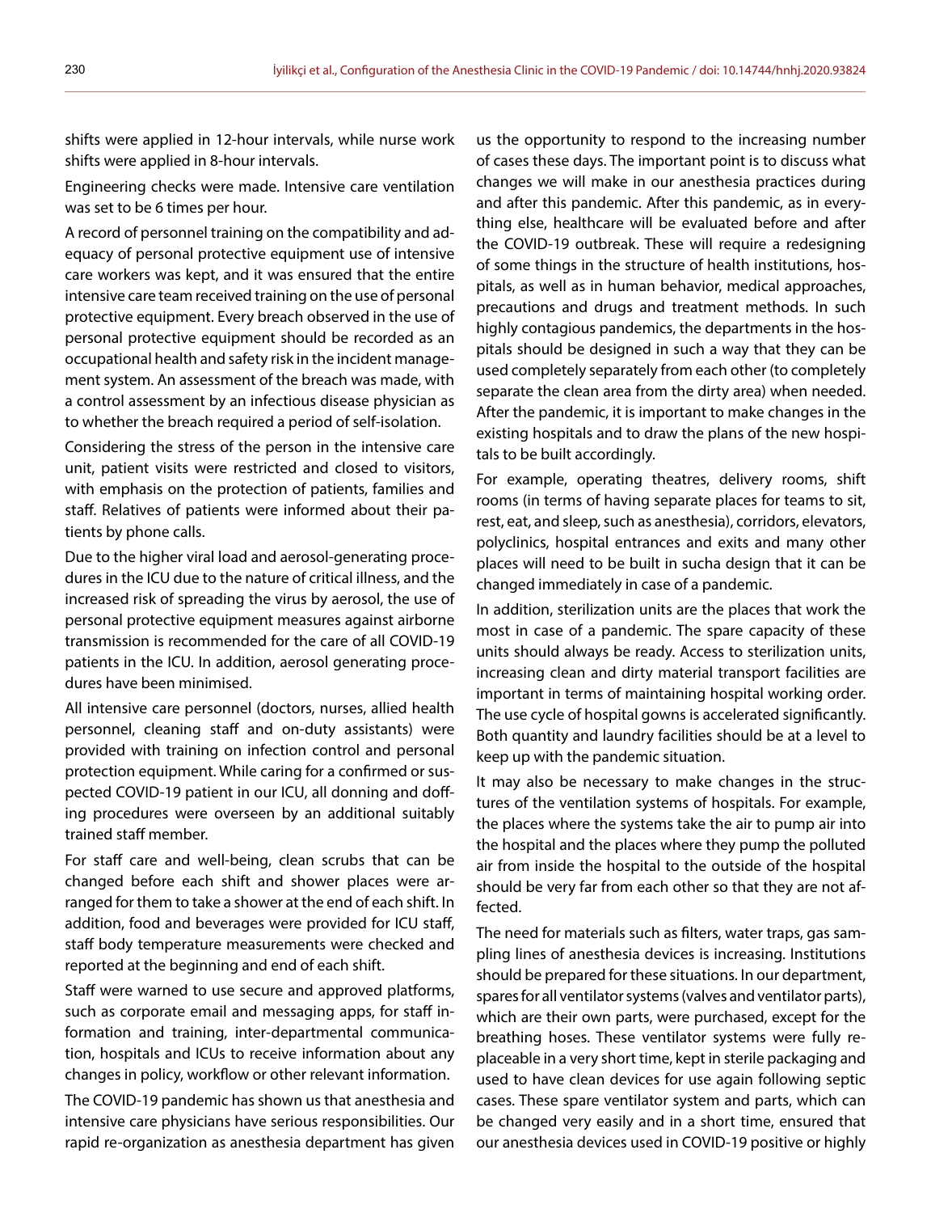shifts were applied in 12-hour intervals, while nurse work shifts were applied in 8-hour intervals.

Engineering checks were made. Intensive care ventilation was set to be 6 times per hour.

A record of personnel training on the compatibility and adequacy of personal protective equipment use of intensive care workers was kept, and it was ensured that the entire intensive care team received training on the use of personal protective equipment. Every breach observed in the use of personal protective equipment should be recorded as an occupational health and safety risk in the incident management system. An assessment of the breach was made, with a control assessment by an infectious disease physician as to whether the breach required a period of self-isolation.

Considering the stress of the person in the intensive care unit, patient visits were restricted and closed to visitors, with emphasis on the protection of patients, families and staff. Relatives of patients were informed about their patients by phone calls.

Due to the higher viral load and aerosol-generating procedures in the ICU due to the nature of critical illness, and the increased risk of spreading the virus by aerosol, the use of personal protective equipment measures against airborne transmission is recommended for the care of all COVID-19 patients in the ICU. In addition, aerosol generating procedures have been minimised.

All intensive care personnel (doctors, nurses, allied health personnel, cleaning staff and on-duty assistants) were provided with training on infection control and personal protection equipment. While caring for a confirmed or suspected COVID-19 patient in our ICU, all donning and doffing procedures were overseen by an additional suitably trained staff member.

For staff care and well-being, clean scrubs that can be changed before each shift and shower places were arranged for them to take a shower at the end of each shift. In addition, food and beverages were provided for ICU staff, staff body temperature measurements were checked and reported at the beginning and end of each shift.

Staff were warned to use secure and approved platforms, such as corporate email and messaging apps, for staff information and training, inter-departmental communication, hospitals and ICUs to receive information about any changes in policy, workflow or other relevant information.

The COVID-19 pandemic has shown us that anesthesia and intensive care physicians have serious responsibilities. Our rapid re-organization as anesthesia department has given us the opportunity to respond to the increasing number of cases these days. The important point is to discuss what changes we will make in our anesthesia practices during and after this pandemic. After this pandemic, as in everything else, healthcare will be evaluated before and after the COVID-19 outbreak. These will require a redesigning of some things in the structure of health institutions, hospitals, as well as in human behavior, medical approaches, precautions and drugs and treatment methods. In such highly contagious pandemics, the departments in the hospitals should be designed in such a way that they can be used completely separately from each other (to completely separate the clean area from the dirty area) when needed. After the pandemic, it is important to make changes in the existing hospitals and to draw the plans of the new hospitals to be built accordingly.

For example, operating theatres, delivery rooms, shift rooms (in terms of having separate places for teams to sit, rest, eat, and sleep, such as anesthesia), corridors, elevators, polyclinics, hospital entrances and exits and many other places will need to be built in sucha design that it can be changed immediately in case of a pandemic.

In addition, sterilization units are the places that work the most in case of a pandemic. The spare capacity of these units should always be ready. Access to sterilization units, increasing clean and dirty material transport facilities are important in terms of maintaining hospital working order. The use cycle of hospital gowns is accelerated significantly. Both quantity and laundry facilities should be at a level to keep up with the pandemic situation.

It may also be necessary to make changes in the structures of the ventilation systems of hospitals. For example, the places where the systems take the air to pump air into the hospital and the places where they pump the polluted air from inside the hospital to the outside of the hospital should be very far from each other so that they are not affected.

The need for materials such as filters, water traps, gas sampling lines of anesthesia devices is increasing. Institutions should be prepared for these situations. In our department, spares for all ventilator systems (valves and ventilator parts), which are their own parts, were purchased, except for the breathing hoses. These ventilator systems were fully replaceable in a very short time, kept in sterile packaging and used to have clean devices for use again following septic cases. These spare ventilator system and parts, which can be changed very easily and in a short time, ensured that our anesthesia devices used in COVID-19 positive or highly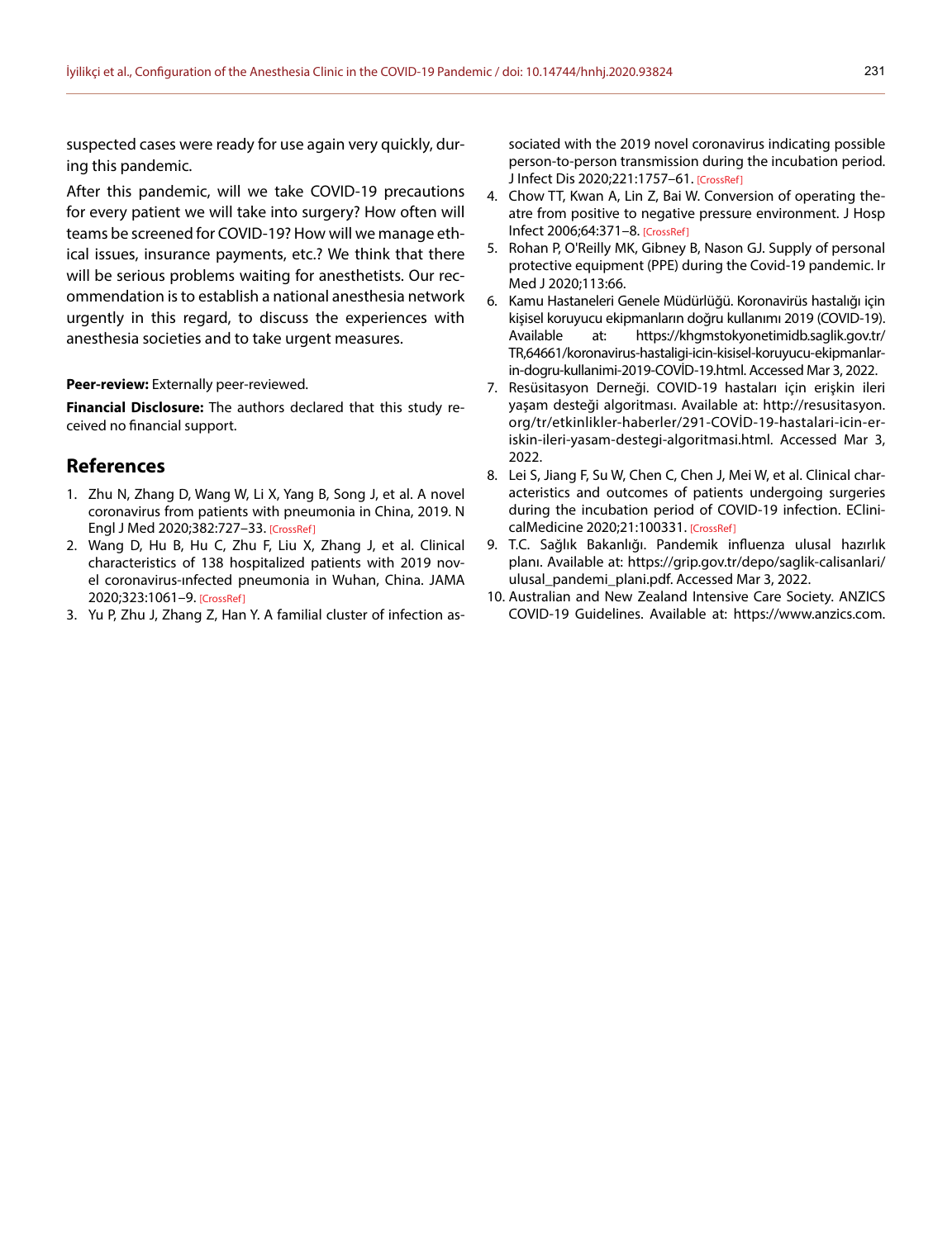suspected cases were ready for use again very quickly, during this pandemic.

After this pandemic, will we take COVID-19 precautions for every patient we will take into surgery? How often will teams be screened for COVID-19? How will we manage ethical issues, insurance payments, etc.? We think that there will be serious problems waiting for anesthetists. Our recommendation is to establish a national anesthesia network urgently in this regard, to discuss the experiences with anesthesia societies and to take urgent measures.

**Peer-review:** Externally peer-reviewed.

**Financial Disclosure:** The authors declared that this study received no financial support.

## References

1. Zhu N, Zhang D, Wang W, Li X, Yang B, Song J, et al. A novel coronavirus from patients with pneumonia in China, 2019. N Engl J Med 2020;382:727–33. [CrossRef]
2. Wang D, Hu B, Hu C, Zhu F, Liu X, Zhang J, et al. Clinical characteristics of 138 hospitalized patients with 2019 novel coronavirus-ınfected pneumonia in Wuhan, China. JAMA 2020;323:1061–9. [CrossRef]
3. Yu P, Zhu J, Zhang Z, Han Y. A familial cluster of infection associated with the 2019 novel coronavirus indicating possible person-to-person transmission during the incubation period. J Infect Dis 2020;221:1757–61. [CrossRef]
4. Chow TT, Kwan A, Lin Z, Bai W. Conversion of operating theatre from positive to negative pressure environment. J Hosp Infect 2006;64:371–8. [CrossRef]
5. Rohan P, O'Reilly MK, Gibney B, Nason GJ. Supply of personal protective equipment (PPE) during the Covid-19 pandemic. Ir Med J 2020;113:66.
6. Kamu Hastaneleri Genele Müdürlüğü. Koronavirüs hastalığı için kişisel koruyucu ekipmanların doğru kullanımı 2019 (COVID-19). Available at: https://khgmstokyonetimidb.saglik.gov.tr/TR,64661/koronavirus-hastaligi-icin-kisisel-koruyucu-ekipmanlar-in-dogru-kullanimi-2019-COVİD-19.html. Accessed Mar 3, 2022.
7. Resüsitasyon Derneği. COVID-19 hastaları için erişkin ileri yaşam desteği algoritması. Available at: http://resusitasyon.org/tr/etkinlikler-haberler/291-COVİD-19-hastalari-icin-eriskin-ileri-yasam-destegi-algoritmasi.html. Accessed Mar 3, 2022.
8. Lei S, Jiang F, Su W, Chen C, Chen J, Mei W, et al. Clinical characteristics and outcomes of patients undergoing surgeries during the incubation period of COVID-19 infection. EClinicalMedicine 2020;21:100331. [CrossRef]
9. T.C. Sağlık Bakanlığı. Pandemik influenza ulusal hazırlık planı. Available at: https://grip.gov.tr/depo/saglik-calisanlari/ulusal_pandemi_plani.pdf. Accessed Mar 3, 2022.
10. Australian and New Zealand Intensive Care Society. ANZICS COVID-19 Guidelines. Available at: https://www.anzics.com.